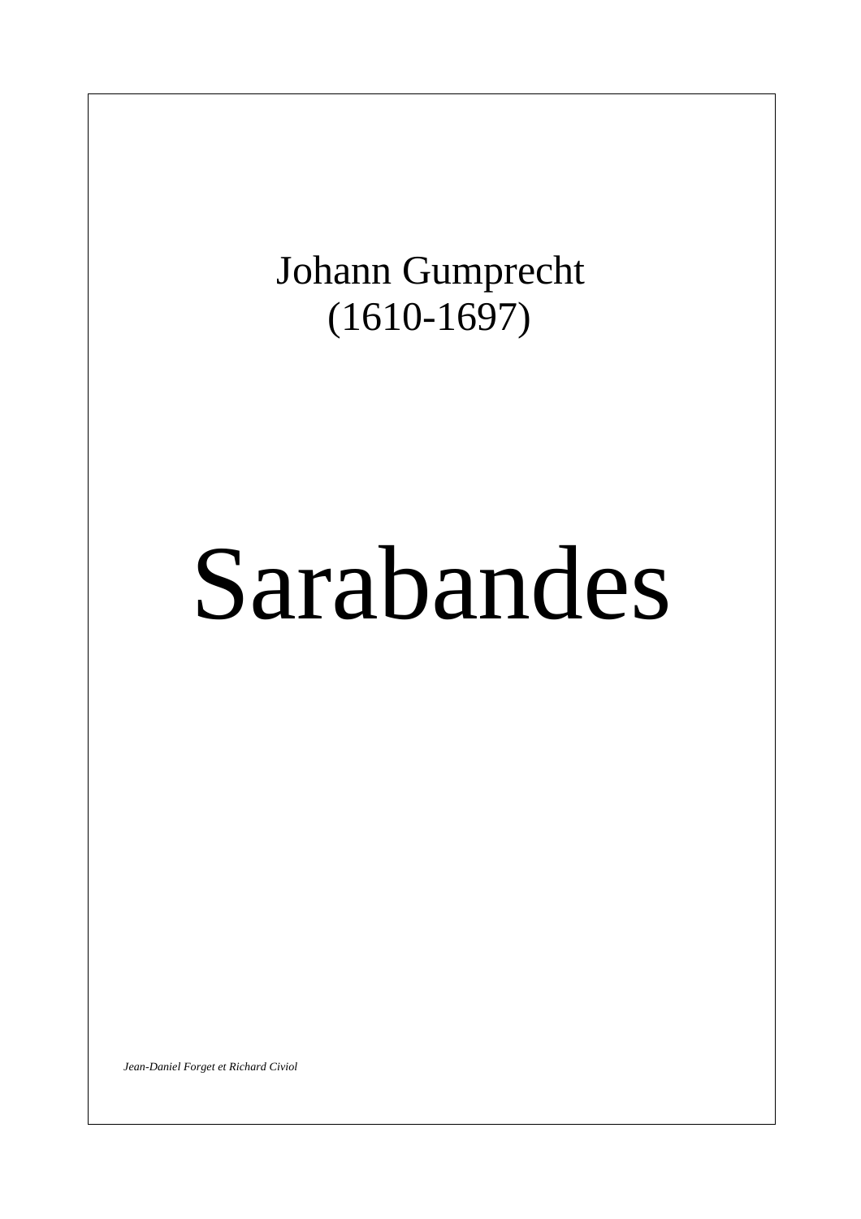Johann Gumprecht
(1610-1697)

# Sarabandes

*Jean-Daniel Forget et Richard Civiol*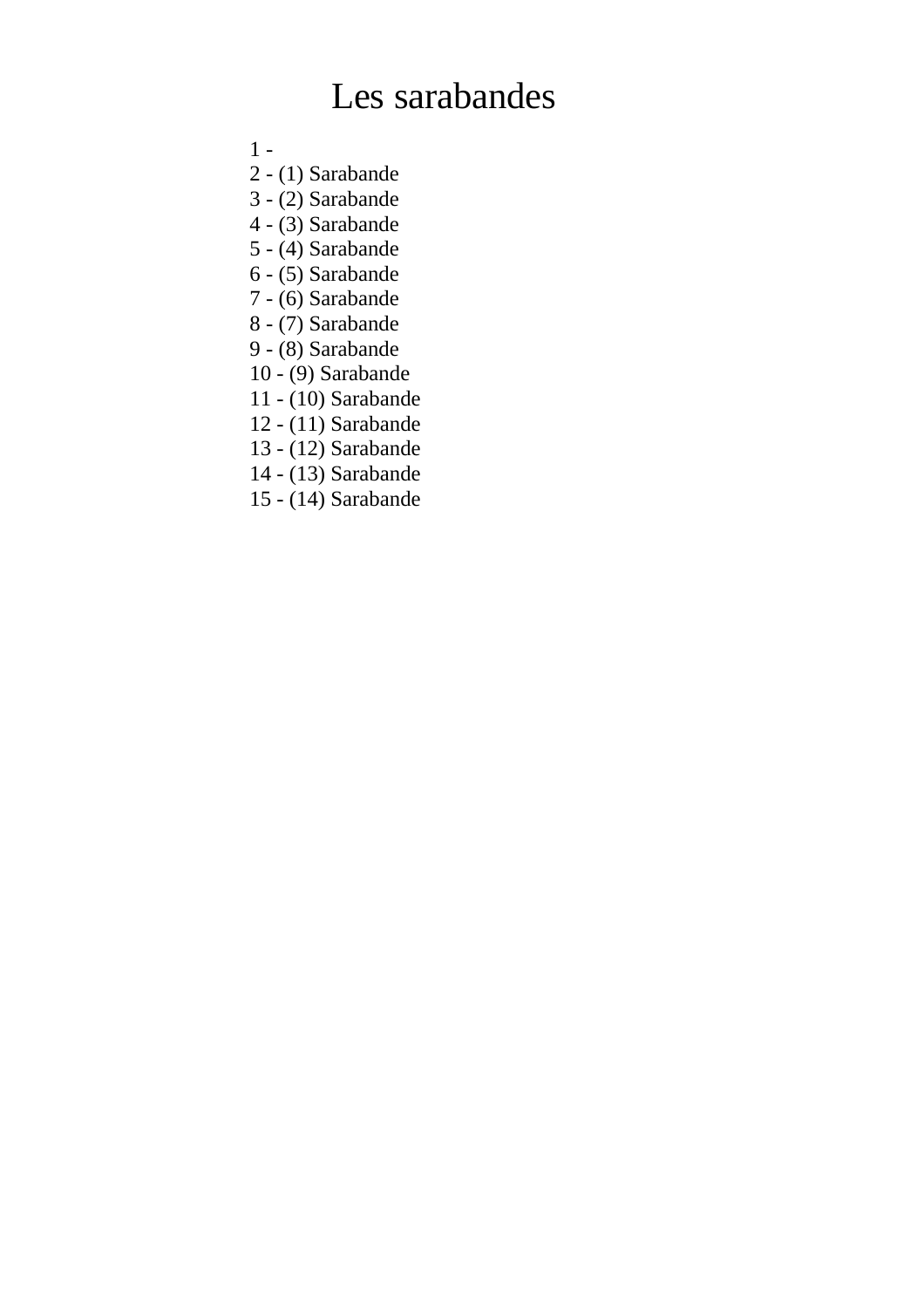# Les sarabandes

1 -
2 - (1) Sarabande
3 - (2) Sarabande
4 - (3) Sarabande
5 - (4) Sarabande
6 - (5) Sarabande
7 - (6) Sarabande
8 - (7) Sarabande
9 - (8) Sarabande
10 - (9) Sarabande
11 - (10) Sarabande
12 - (11) Sarabande
13 - (12) Sarabande
14 - (13) Sarabande
15 - (14) Sarabande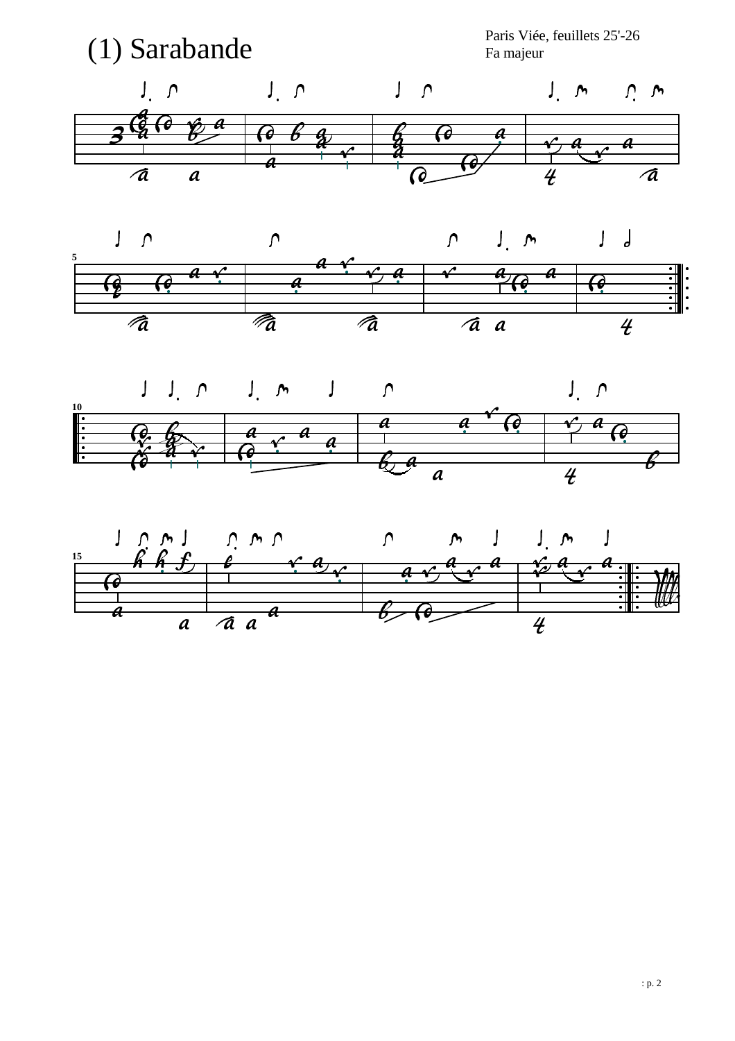# (1) Sarabande

Paris Viée, feuillets 25'-26
Fa majeur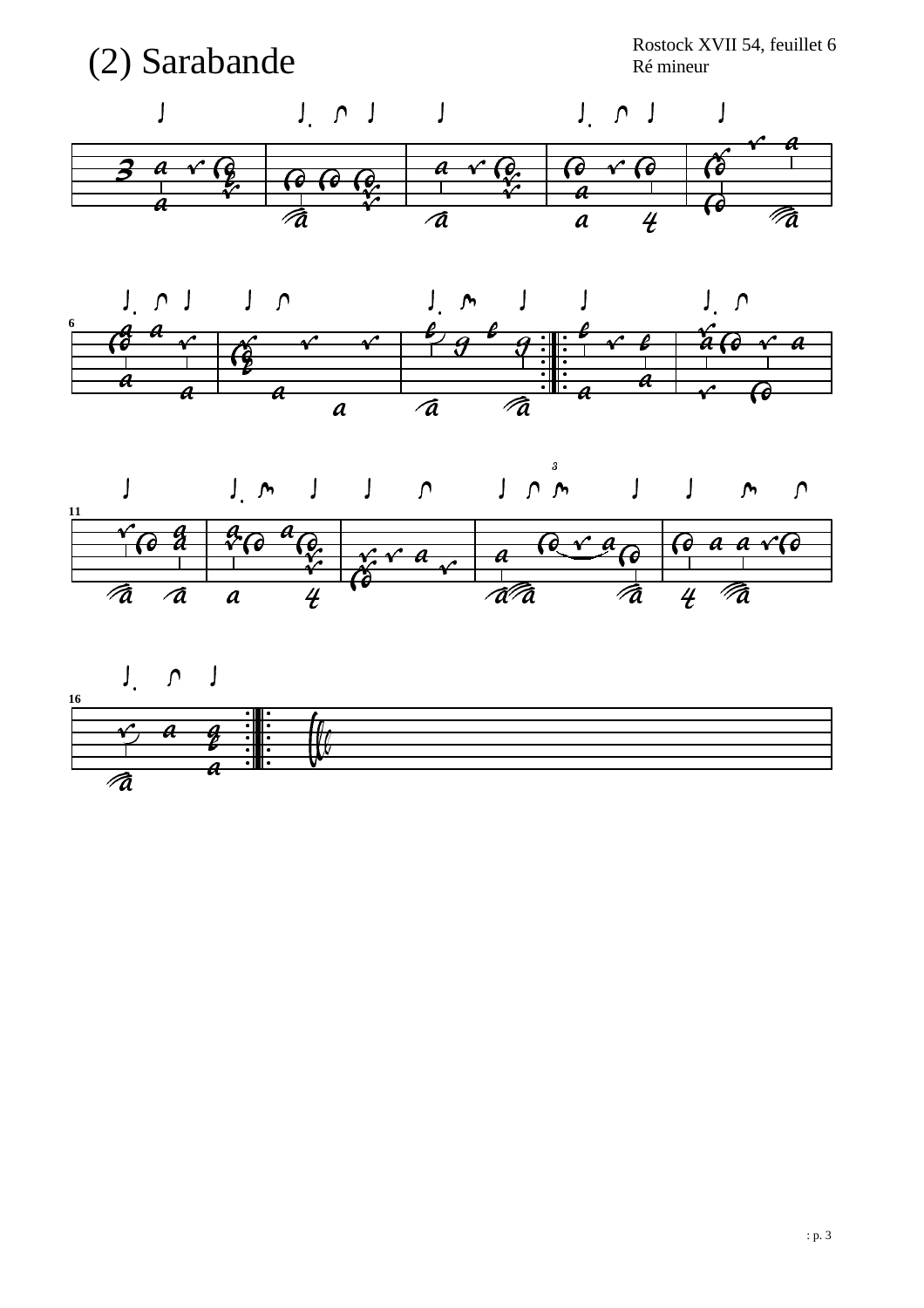# (2) Sarabande

Rostock XVII 54, feuillet 6
Ré mineur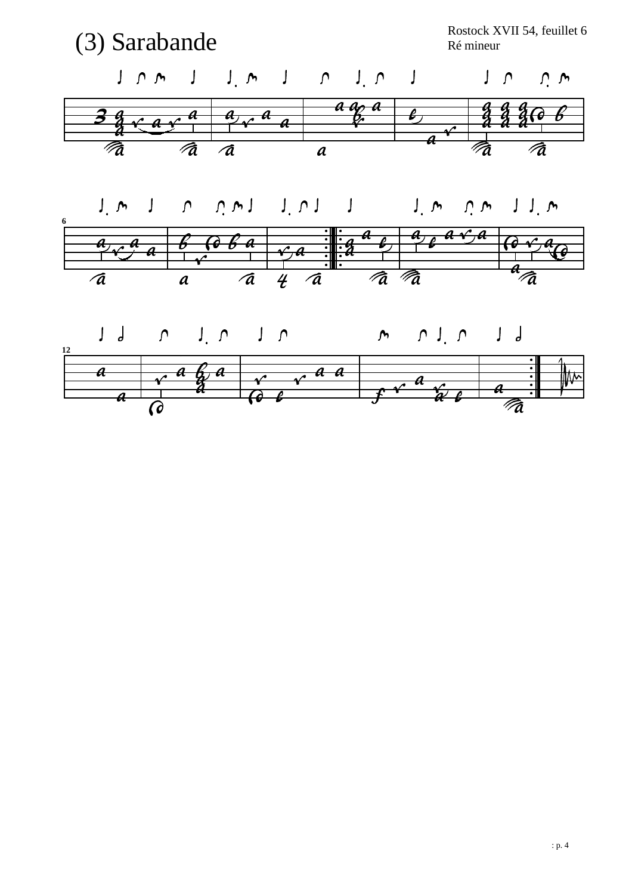# (3) Sarabande

Rostock XVII 54, feuillet 6
Ré mineur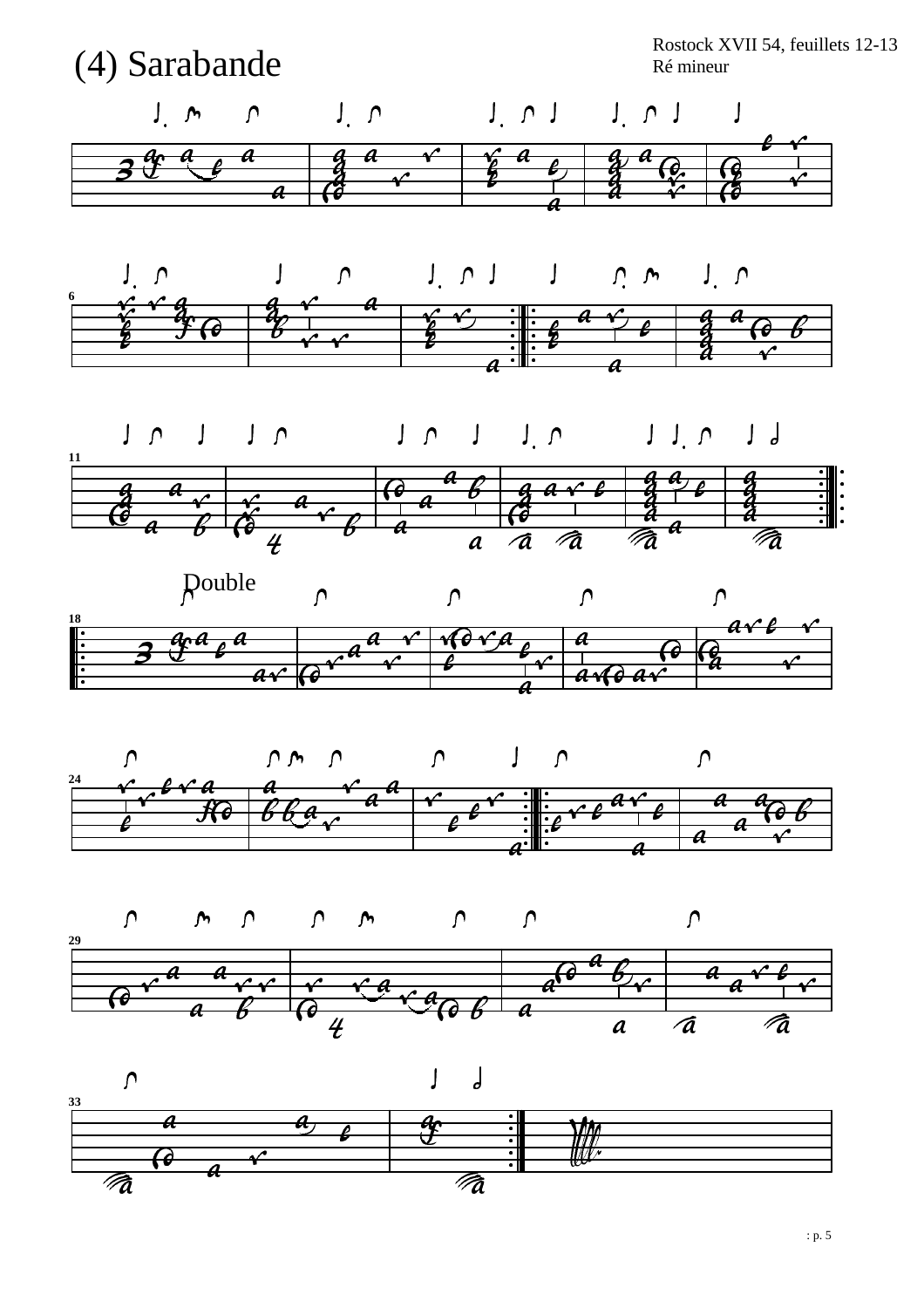# (4) Sarabande

Rostock XVII 54, feuillets 12-13
Ré mineur

Double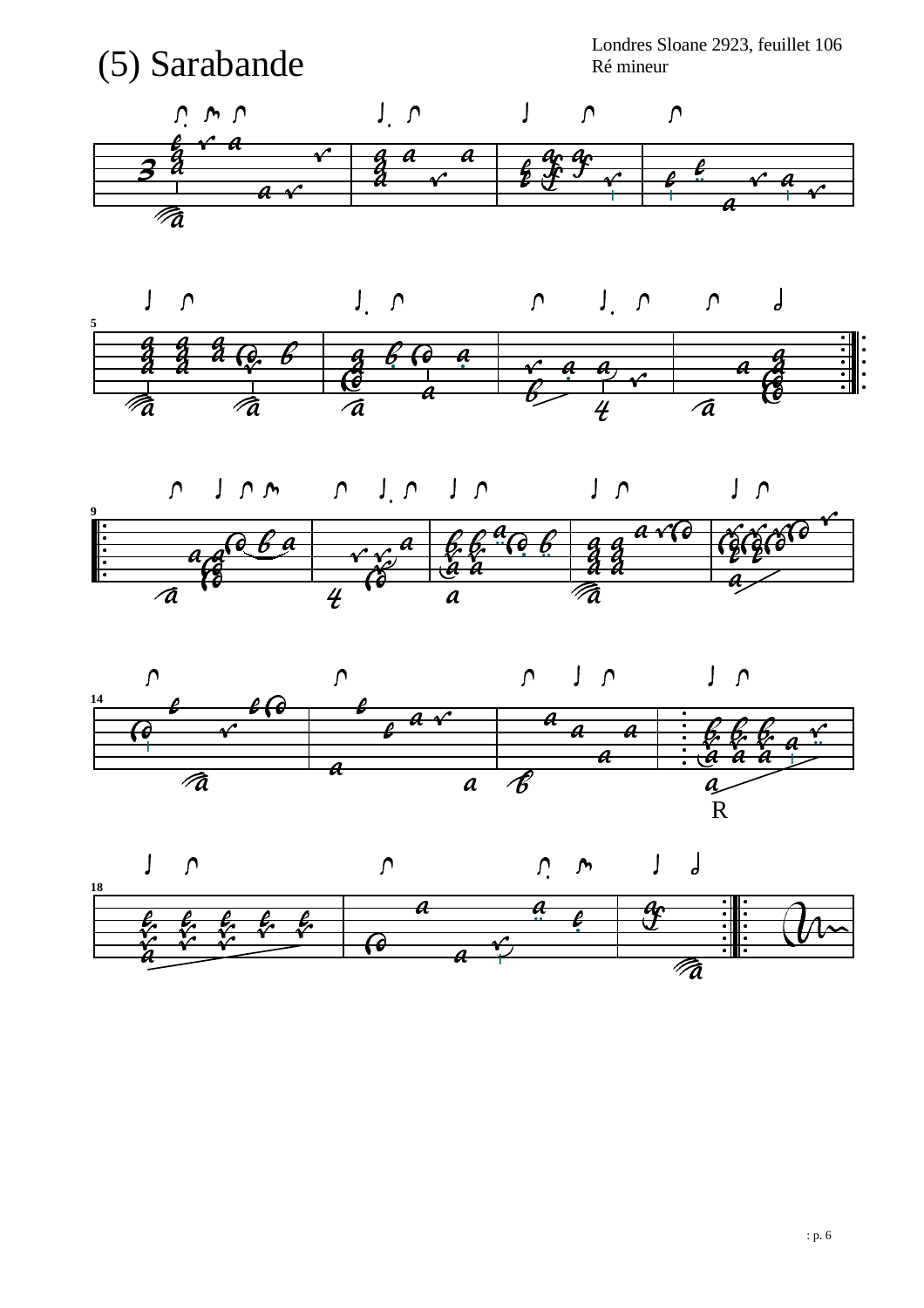# (5) Sarabande

Londres Sloane 2923, feuillet 106
Ré mineur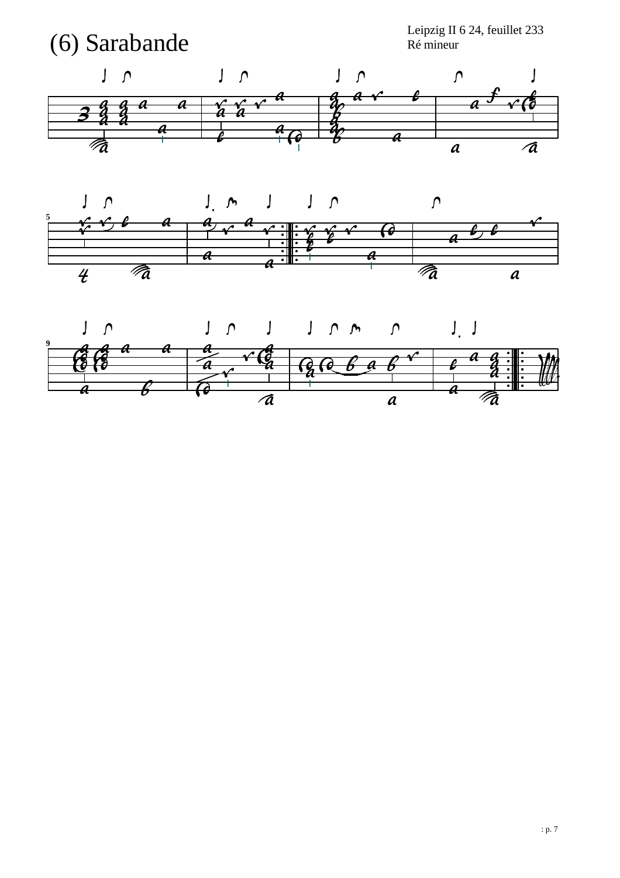# (6) Sarabande

Leipzig II 6 24, feuillet 233
Ré mineur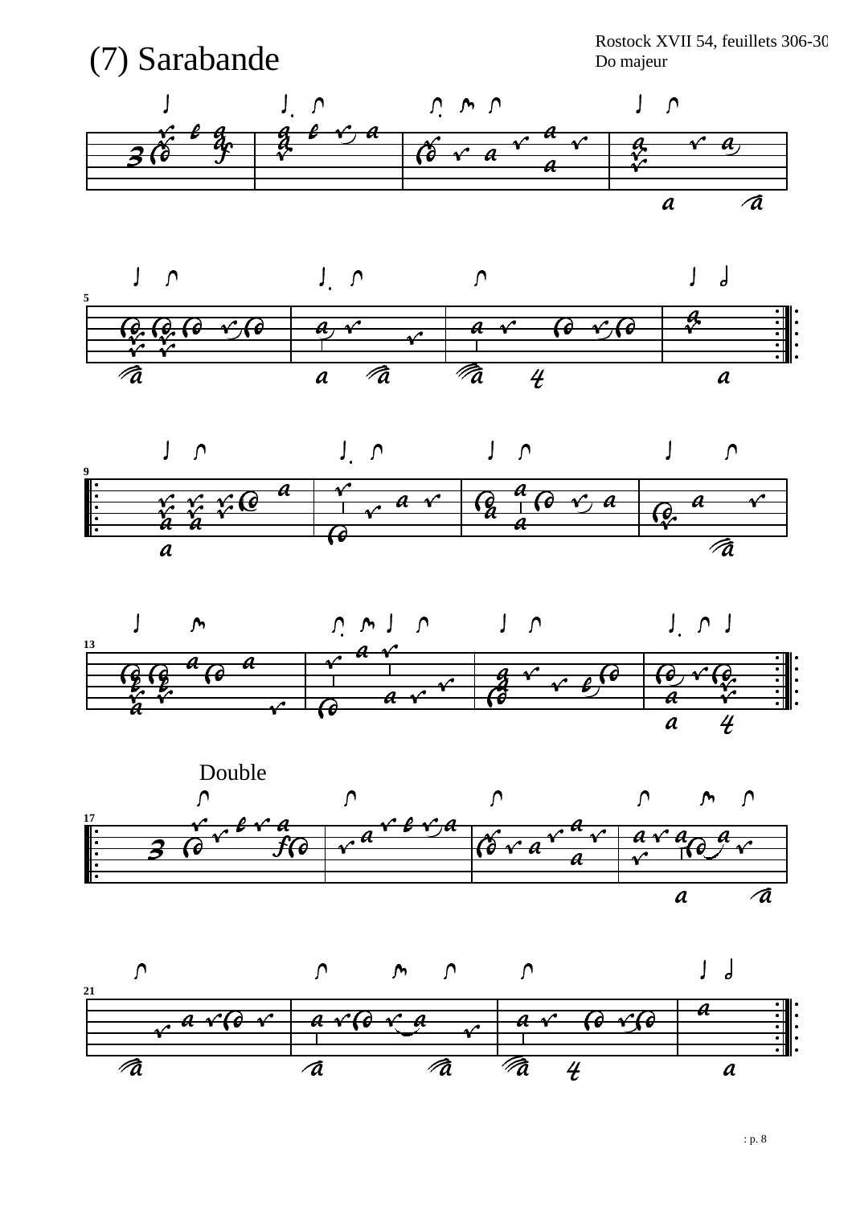# (7) Sarabande

Rostock XVII 54, feuillets 306-30
Do majeur

Double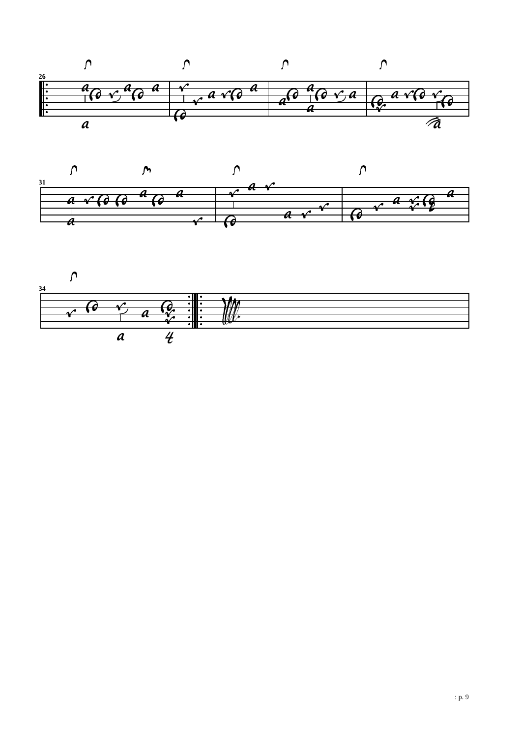26

31

34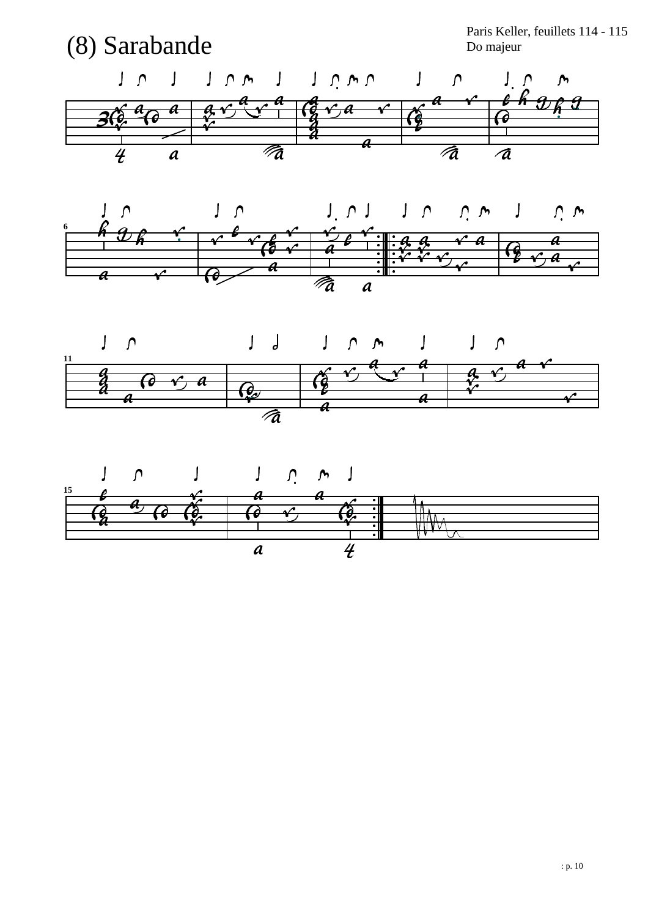# (8) Sarabande

Paris Keller, feuillets 114 - 115
Do majeur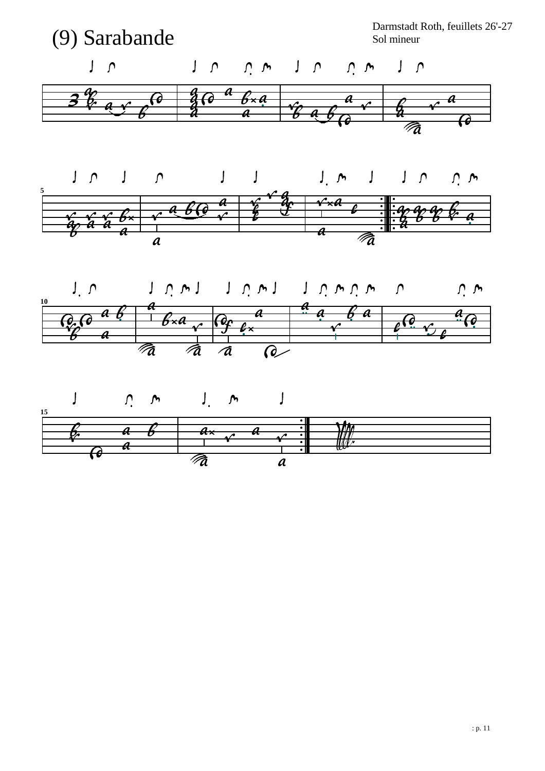# (9) Sarabande

Darmstadt Roth, feuillets 26'-27
Sol mineur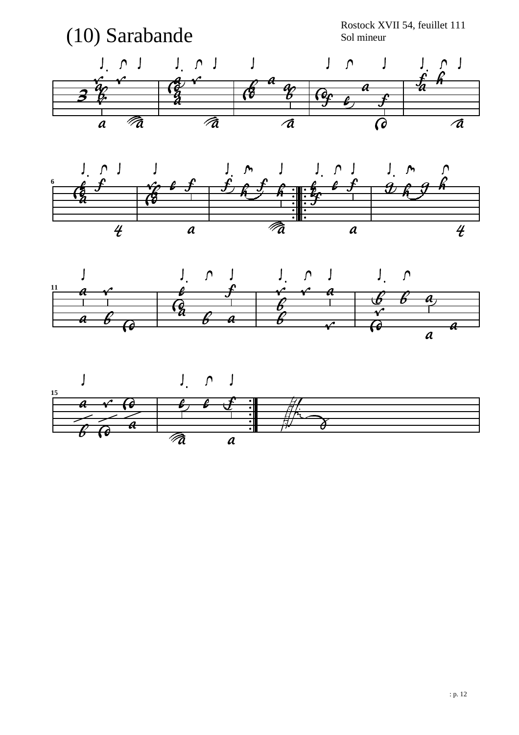# (10) Sarabande

Rostock XVII 54, feuillet 111
Sol mineur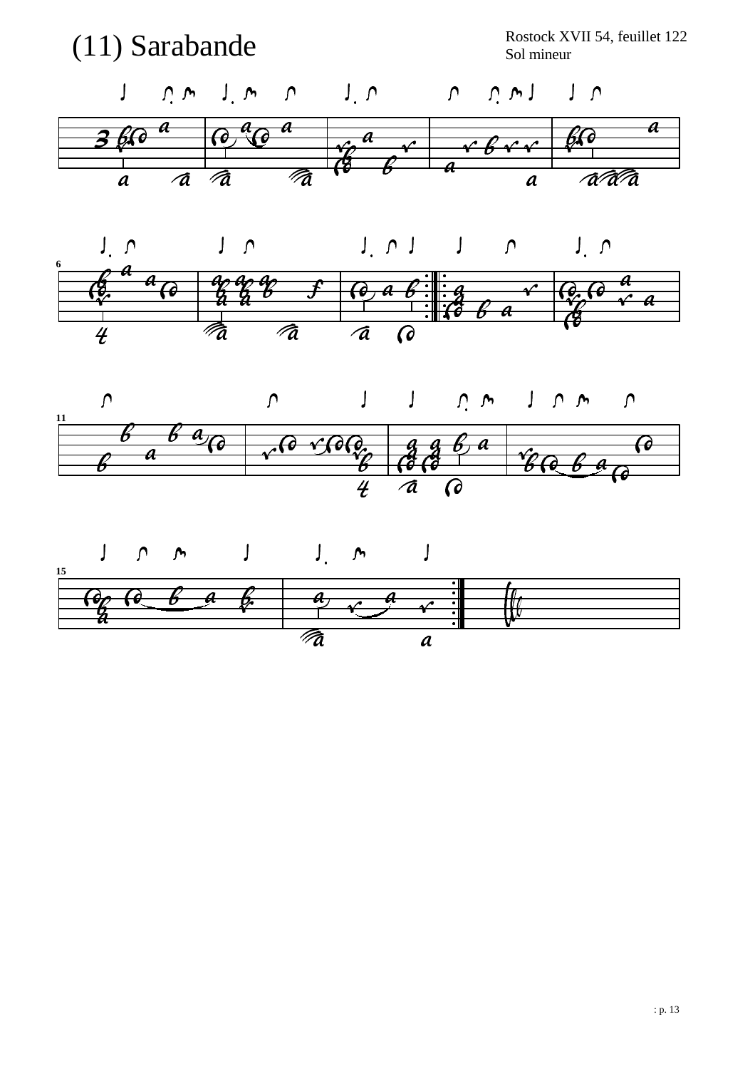# (11) Sarabande

Rostock XVII 54, feuillet 122
Sol mineur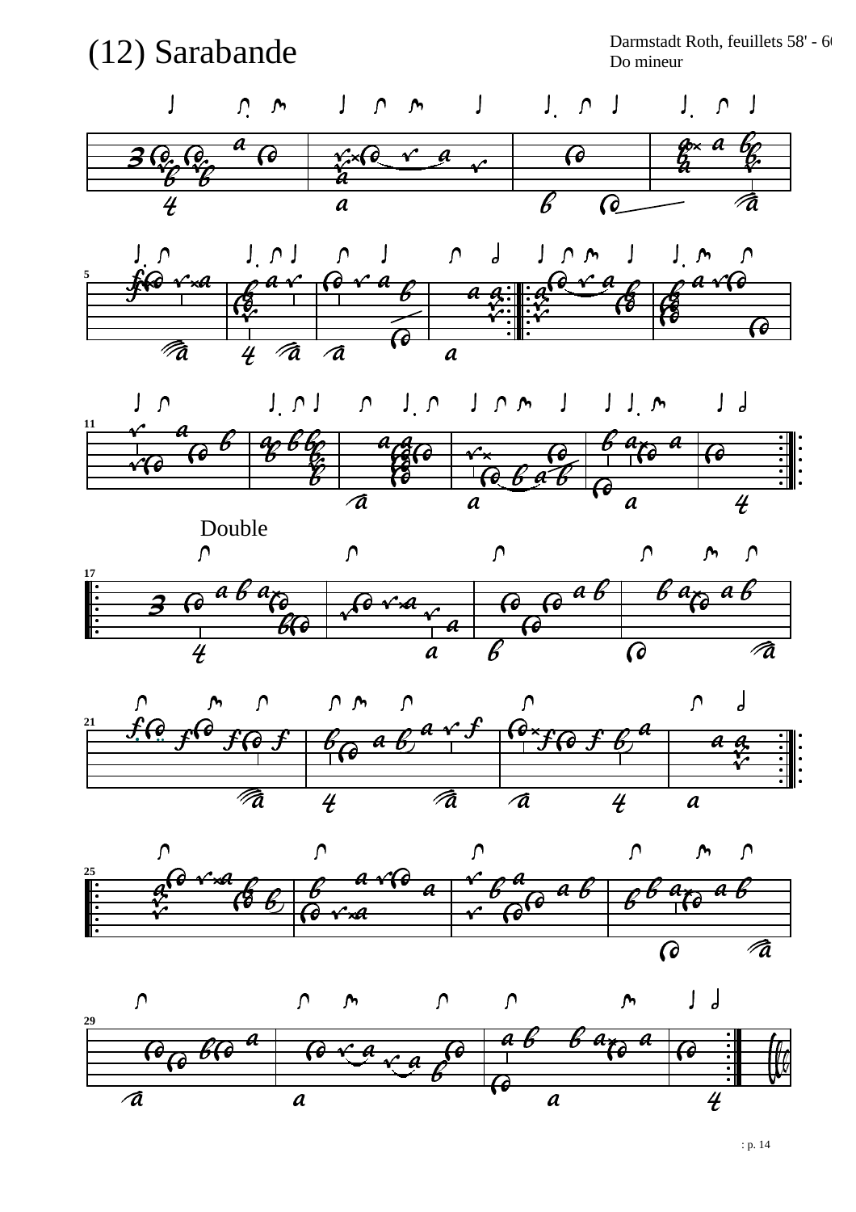# (12) Sarabande

Darmstadt Roth, feuillets 58' - 60
Do mineur

Double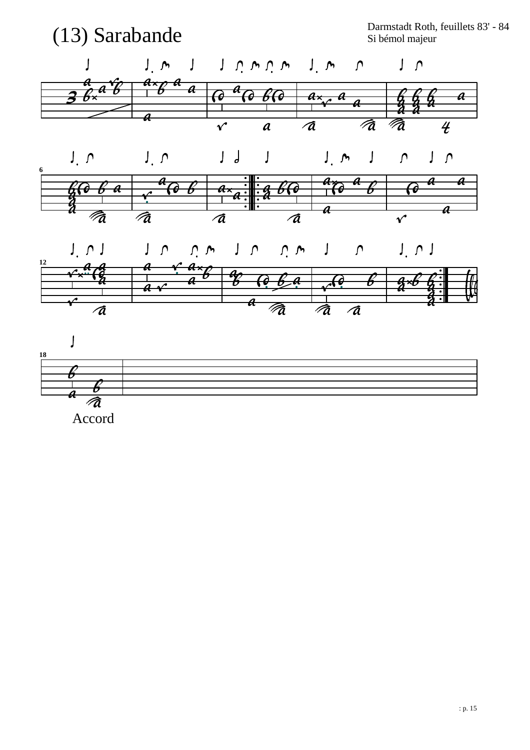# (13) Sarabande

Darmstadt Roth, feuillets 83' - 84
Si bémol majeur

Accord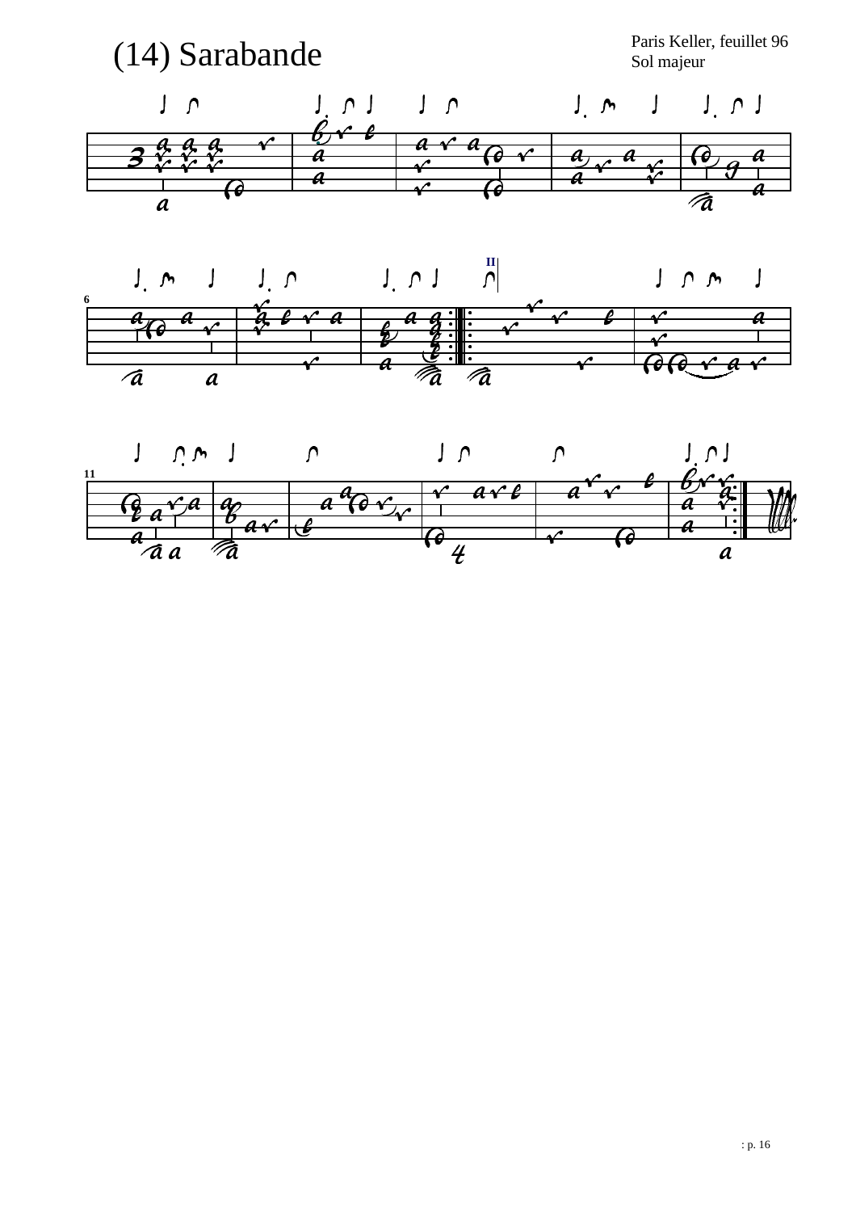# (14) Sarabande

Paris Keller, feuillet 96
Sol majeur